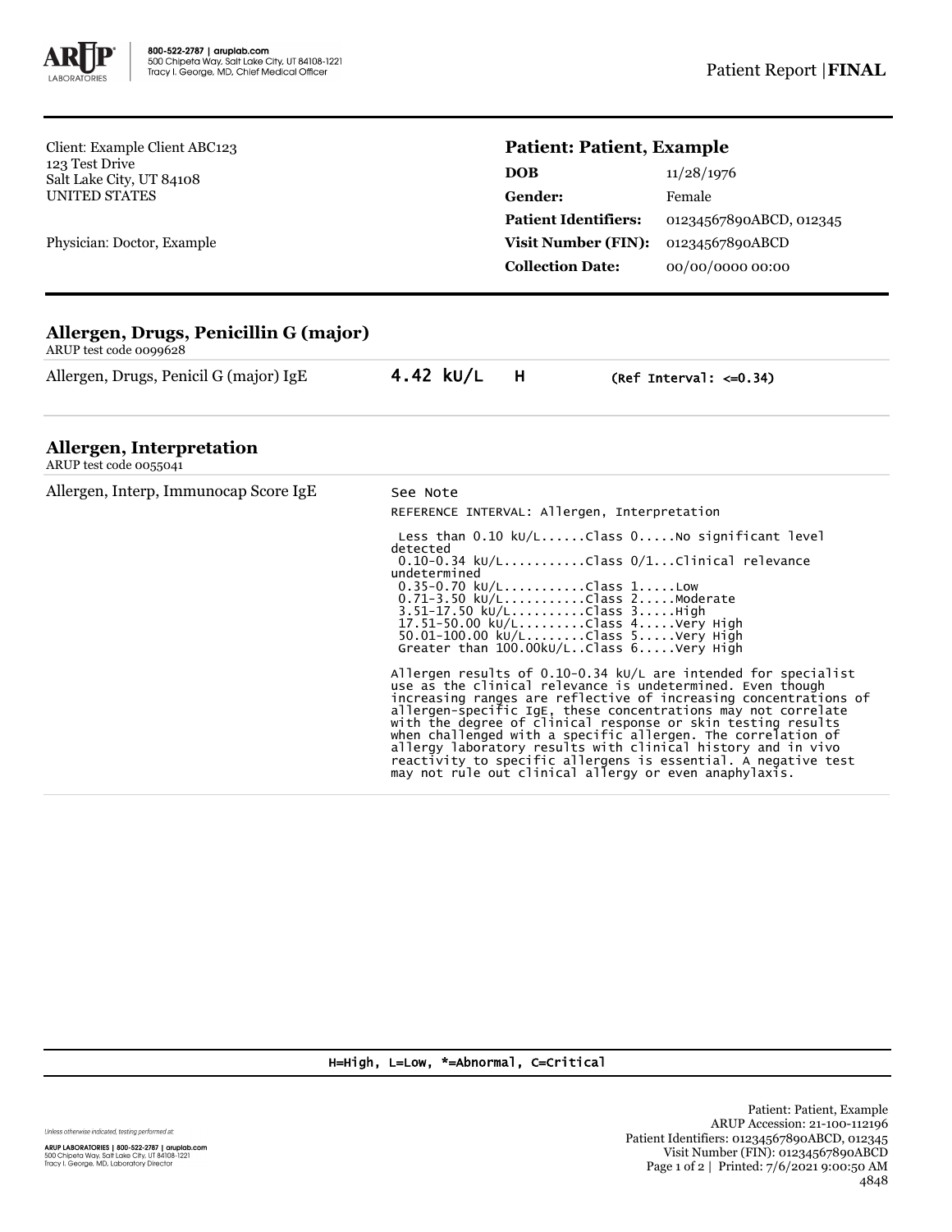800-522-2787 | aruplab.com
500 Chipeta Way, Salt Lake City, UT 84108-1221
Tracy I. George, MD, Chief Medical Officer

Patient Report | **FINAL**

Client: Example Client ABC123
123 Test Drive
Salt Lake City, UT 84108
UNITED STATES

Physician: Doctor, Example

**Patient: Patient, Example**

| | |
|---|---|
| **DOB** | 11/28/1976 |
| **Gender:** | Female |
| **Patient Identifiers:** | 01234567890ABCD, 012345 |
| **Visit Number (FIN):** | 01234567890ABCD |
| **Collection Date:** | 00/00/0000 00:00 |

## Allergen, Drugs, Penicillin G (major)

ARUP test code 0099628

| | | | |
|---|---|---|---|
| Allergen, Drugs, Penicil G (major) IgE | 4.42 kU/L | H | (Ref Interval: <=0.34) |

## Allergen, Interpretation

ARUP test code 0055041

Allergen, Interp, Immunocap Score IgE — See Note

```
REFERENCE INTERVAL: Allergen, Interpretation

 Less than 0.10 kU/L......Class 0.....No significant level
detected
 0.10-0.34 kU/L..........Class 0/1...Clinical relevance
undetermined
 0.35-0.70 kU/L..........Class 1.....Low
 0.71-3.50 kU/L..........Class 2.....Moderate
 3.51-17.50 kU/L.........Class 3.....High
 17.51-50.00 kU/L........Class 4.....Very High
 50.01-100.00 kU/L.......Class 5.....Very High
 Greater than 100.00kU/L..Class 6.....Very High
```

Allergen results of 0.10-0.34 kU/L are intended for specialist use as the clinical relevance is undetermined. Even though increasing ranges are reflective of increasing concentrations of allergen-specific IgE, these concentrations may not correlate with the degree of clinical response or skin testing results when challenged with a specific allergen. The correlation of allergy laboratory results with clinical history and in vivo reactivity to specific allergens is essential. A negative test may not rule out clinical allergy or even anaphylaxis.

H=High, L=Low, *=Abnormal, C=Critical

Unless otherwise indicated, testing performed at:

ARUP LABORATORIES | 800-522-2787 | aruplab.com
500 Chipeta Way, Salt Lake City, UT 84108-1221
Tracy I. George, MD, Laboratory Director

Patient: Patient, Example
ARUP Accession: 21-100-112196
Patient Identifiers: 01234567890ABCD, 012345
Visit Number (FIN): 01234567890ABCD
Printed: 7/6/2021 9:00:50 AM
4848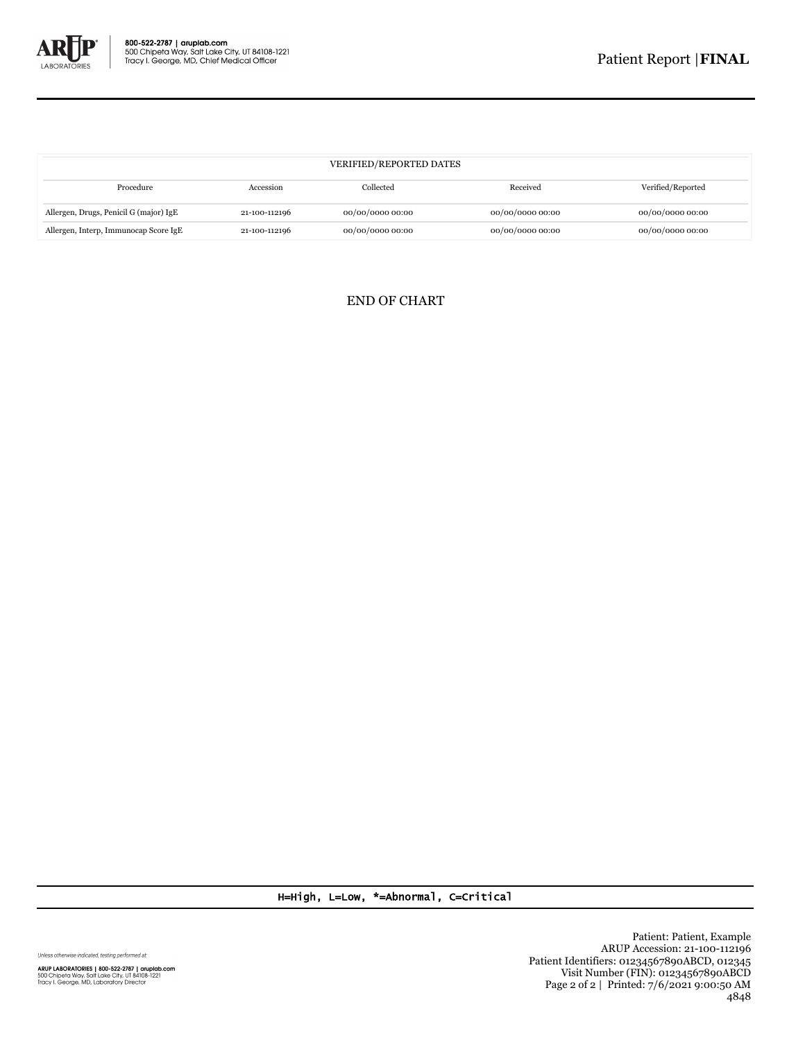| VERIFIED/REPORTED DATES | | | | |
|---|---|---|---|---|
| Procedure | Accession | Collected | Received | Verified/Reported |
| Allergen, Drugs, Penicil G (major) IgE | 21-100-112196 | 00/00/0000 00:00 | 00/00/0000 00:00 | 00/00/0000 00:00 |
| Allergen, Interp, Immunocap Score IgE | 21-100-112196 | 00/00/0000 00:00 | 00/00/0000 00:00 | 00/00/0000 00:00 |

END OF CHART

H=High, L=Low, *=Abnormal, C=Critical

*Unless otherwise indicated, testing performed at:*

**ARUP LABORATORIES | 800-522-2787 | aruplab.com**
500 Chipeta Way, Salt Lake City, UT 84108-1221
Tracy I. George, MD, Laboratory Director

Patient: Patient, Example
ARUP Accession: 21-100-112196
Patient Identifiers: 01234567890ABCD, 012345
Visit Number (FIN): 01234567890ABCD
Printed: 7/6/2021 9:00:50 AM
4848